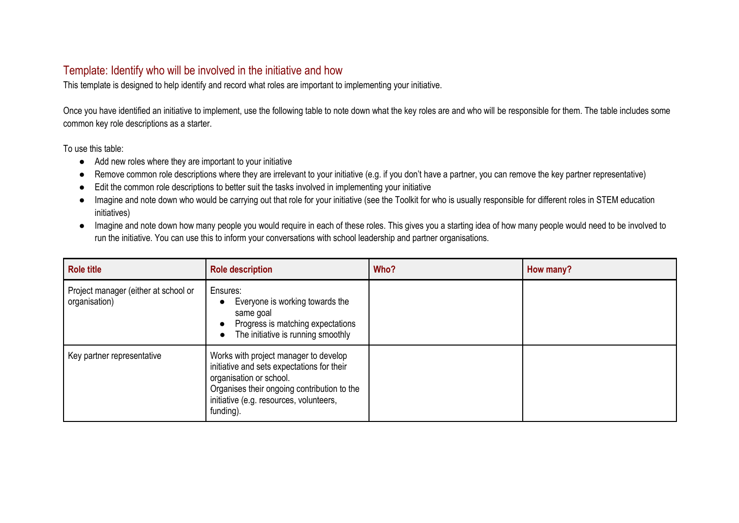## Template: Identify who will be involved in the initiative and how

This template is designed to help identify and record what roles are important to implementing your initiative.

Once you have identified an initiative to implement, use the following table to note down what the key roles are and who will be responsible for them. The table includes some common key role descriptions as a starter.

To use this table:

- Add new roles where they are important to your initiative
- Remove common role descriptions where they are irrelevant to your initiative (e.g. if you don't have a partner, you can remove the key partner representative)
- Edit the common role descriptions to better suit the tasks involved in implementing your initiative
- Imagine and note down who would be carrying out that role for your initiative (see the Toolkit for who is usually responsible for different roles in STEM education initiatives)
- Imagine and note down how many people you would require in each of these roles. This gives you a starting idea of how many people would need to be involved to run the initiative. You can use this to inform your conversations with school leadership and partner organisations.

| Role title | Role description | Who? | How many? |
|---|---|---|---|
| Project manager (either at school or organisation) | Ensures:<br>• Everyone is working towards the same goal<br>• Progress is matching expectations<br>• The initiative is running smoothly | | |
| Key partner representative | Works with project manager to develop initiative and sets expectations for their organisation or school.<br>Organises their ongoing contribution to the initiative (e.g. resources, volunteers, funding). | | |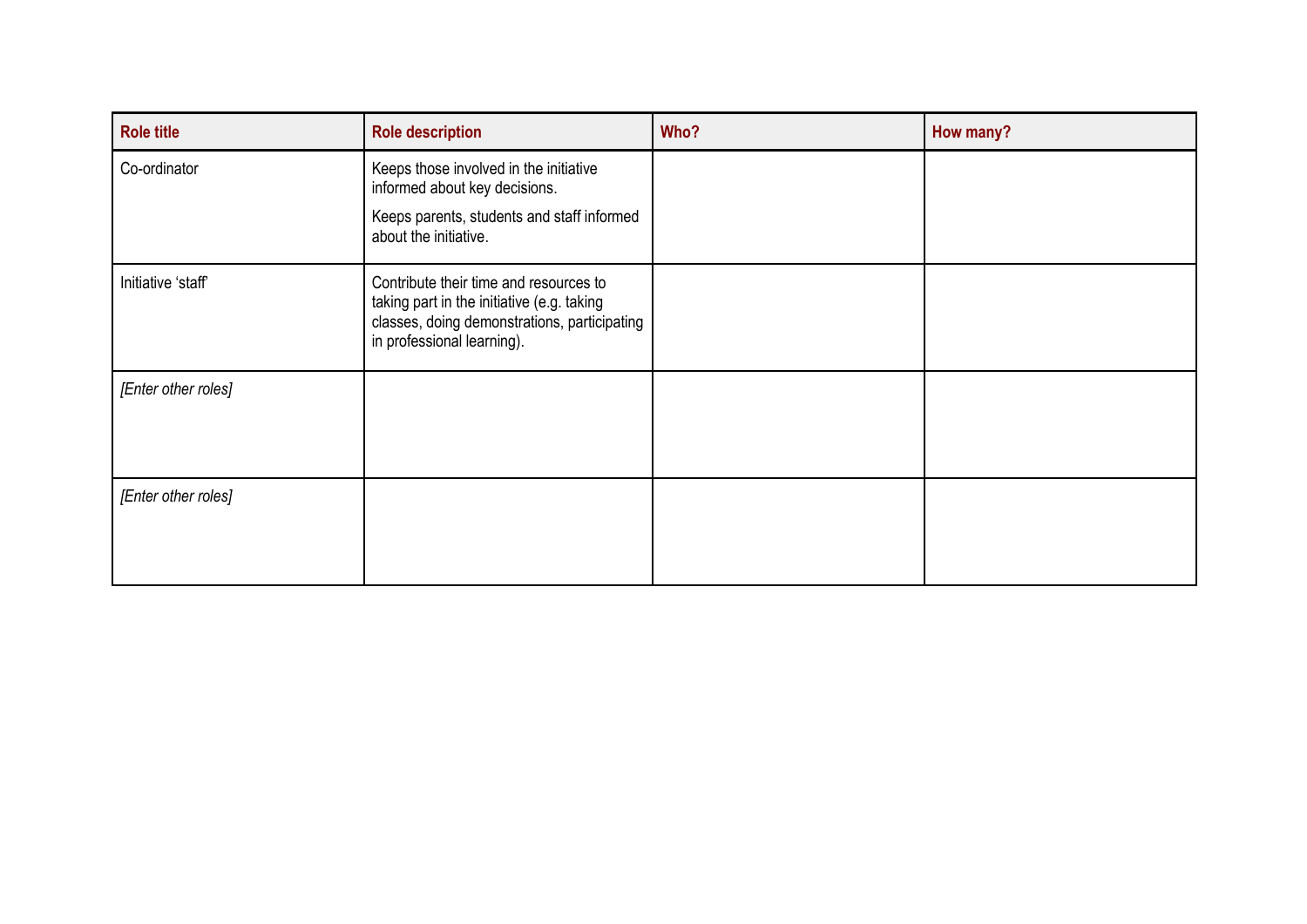| Role title | Role description | Who? | How many? |
|---|---|---|---|
| Co-ordinator | Keeps those involved in the initiative informed about key decisions.<br><br>Keeps parents, students and staff informed about the initiative. | | |
| Initiative ‘staff’ | Contribute their time and resources to taking part in the initiative (e.g. taking classes, doing demonstrations, participating in professional learning). | | |
| *[Enter other roles]* | | | |
| *[Enter other roles]* | | | |